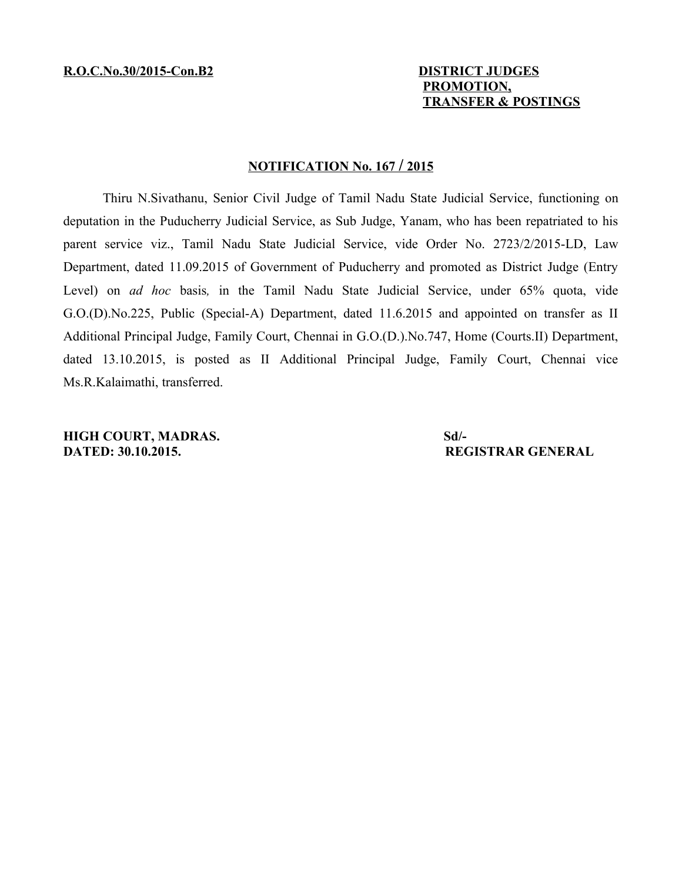**R.O.C.No.30/2015-Con.B2**

**DISTRICT JUDGES PROMOTION, TRANSFER & POSTINGS**

## NOTIFICATION No. 167 / 2015

Thiru N.Sivathanu, Senior Civil Judge of Tamil Nadu State Judicial Service, functioning on deputation in the Puducherry Judicial Service, as Sub Judge, Yanam, who has been repatriated to his parent service viz., Tamil Nadu State Judicial Service, vide Order No. 2723/2/2015-LD, Law Department, dated 11.09.2015 of Government of Puducherry and promoted as District Judge (Entry Level) on *ad hoc* basis*,* in the Tamil Nadu State Judicial Service, under 65% quota, vide G.O.(D).No.225, Public (Special-A) Department, dated 11.6.2015 and appointed on transfer as II Additional Principal Judge, Family Court, Chennai in G.O.(D.).No.747, Home (Courts.II) Department, dated 13.10.2015, is posted as II Additional Principal Judge, Family Court, Chennai vice Ms.R.Kalaimathi, transferred.

**HIGH COURT, MADRAS.**
**DATED: 30.10.2015.**

**Sd/-**
**REGISTRAR GENERAL**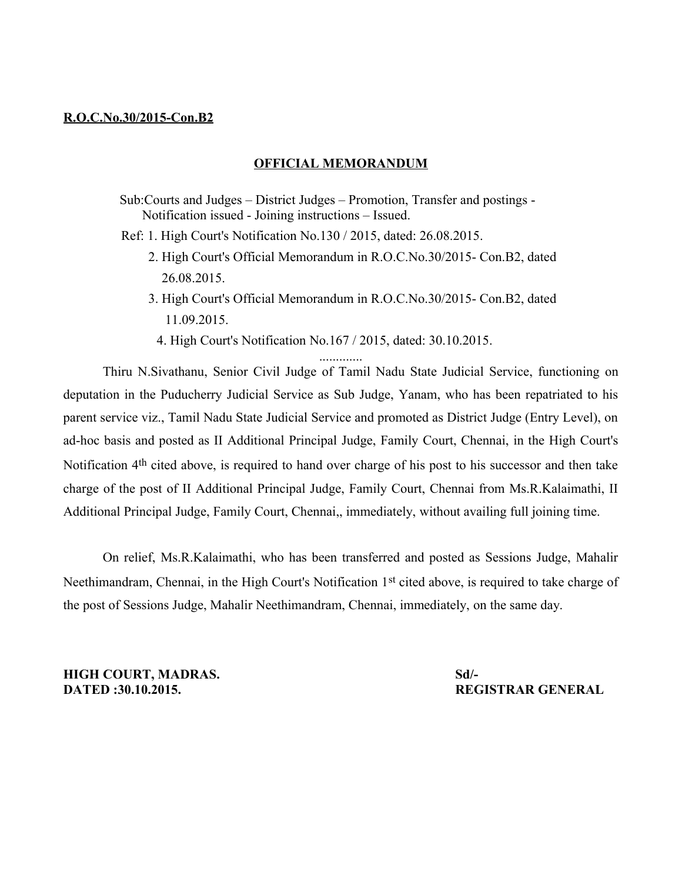**R.O.C.No.30/2015-Con.B2**

**OFFICIAL MEMORANDUM**

Sub:Courts and Judges – District Judges – Promotion, Transfer and postings - Notification issued - Joining instructions – Issued.

Ref: 1. High Court's Notification No.130 / 2015, dated: 26.08.2015.

2. High Court's Official Memorandum in R.O.C.No.30/2015- Con.B2, dated 26.08.2015.

3. High Court's Official Memorandum in R.O.C.No.30/2015- Con.B2, dated 11.09.2015.

4. High Court's Notification No.167 / 2015, dated: 30.10.2015.

.............

Thiru N.Sivathanu, Senior Civil Judge of Tamil Nadu State Judicial Service, functioning on deputation in the Puducherry Judicial Service as Sub Judge, Yanam, who has been repatriated to his parent service viz., Tamil Nadu State Judicial Service and promoted as District Judge (Entry Level), on ad-hoc basis and posted as II Additional Principal Judge, Family Court, Chennai, in the High Court's Notification 4th cited above, is required to hand over charge of his post to his successor and then take charge of the post of II Additional Principal Judge, Family Court, Chennai from Ms.R.Kalaimathi, II Additional Principal Judge, Family Court, Chennai,, immediately, without availing full joining time.

On relief, Ms.R.Kalaimathi, who has been transferred and posted as Sessions Judge, Mahalir Neethimandram, Chennai, in the High Court's Notification 1st cited above, is required to take charge of the post of Sessions Judge, Mahalir Neethimandram, Chennai, immediately, on the same day.

**HIGH COURT, MADRAS.**
**DATED :30.10.2015.**

**Sd/-**
**REGISTRAR GENERAL**